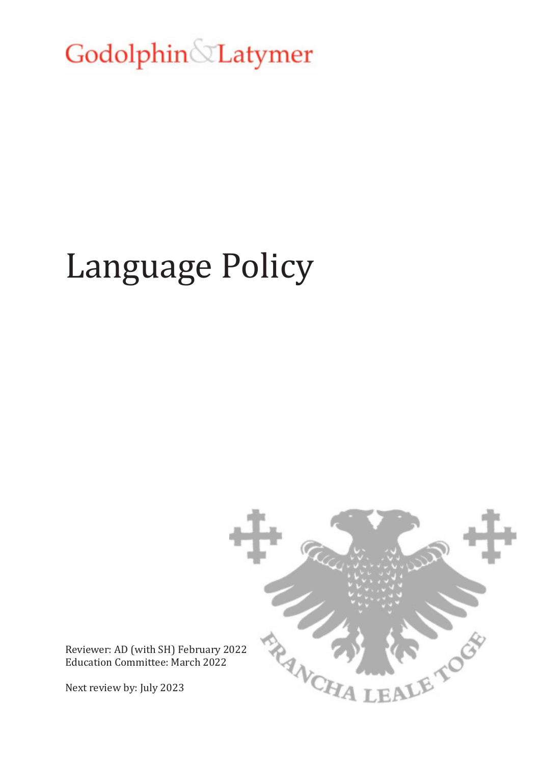Godolphin & Latymer

# Language Policy

Reviewer: AD (with SH) February 2022
Education Committee: March 2022

Next review by: July 2023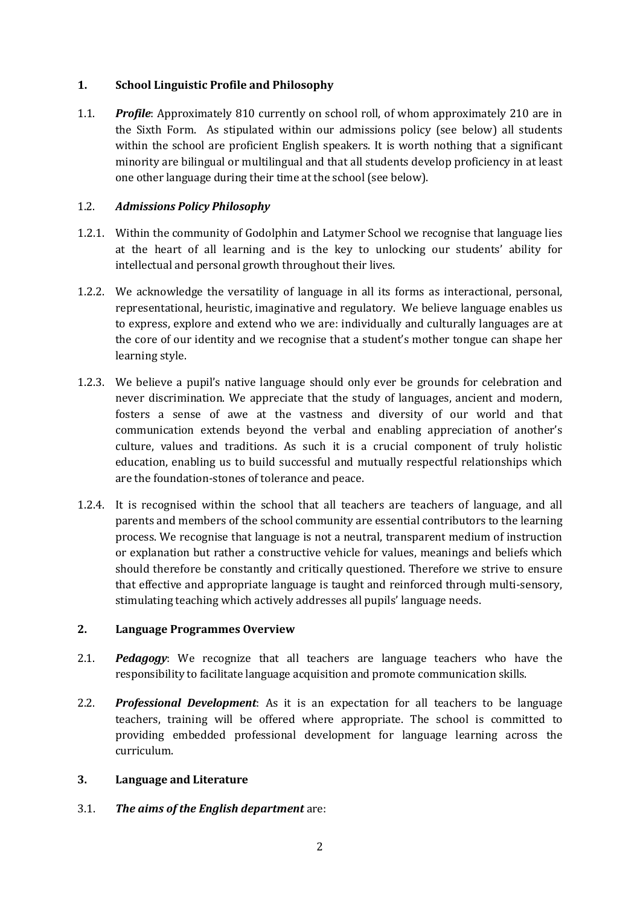## 1. School Linguistic Profile and Philosophy

1.1. ***Profile***: Approximately 810 currently on school roll, of whom approximately 210 are in the Sixth Form. As stipulated within our admissions policy (see below) all students within the school are proficient English speakers. It is worth nothing that a significant minority are bilingual or multilingual and that all students develop proficiency in at least one other language during their time at the school (see below).

### 1.2. *Admissions Policy Philosophy*

1.2.1. Within the community of Godolphin and Latymer School we recognise that language lies at the heart of all learning and is the key to unlocking our students' ability for intellectual and personal growth throughout their lives.

1.2.2. We acknowledge the versatility of language in all its forms as interactional, personal, representational, heuristic, imaginative and regulatory. We believe language enables us to express, explore and extend who we are: individually and culturally languages are at the core of our identity and we recognise that a student's mother tongue can shape her learning style.

1.2.3. We believe a pupil's native language should only ever be grounds for celebration and never discrimination. We appreciate that the study of languages, ancient and modern, fosters a sense of awe at the vastness and diversity of our world and that communication extends beyond the verbal and enabling appreciation of another's culture, values and traditions. As such it is a crucial component of truly holistic education, enabling us to build successful and mutually respectful relationships which are the foundation-stones of tolerance and peace.

1.2.4. It is recognised within the school that all teachers are teachers of language, and all parents and members of the school community are essential contributors to the learning process. We recognise that language is not a neutral, transparent medium of instruction or explanation but rather a constructive vehicle for values, meanings and beliefs which should therefore be constantly and critically questioned. Therefore we strive to ensure that effective and appropriate language is taught and reinforced through multi-sensory, stimulating teaching which actively addresses all pupils' language needs.

## 2. Language Programmes Overview

2.1. ***Pedagogy***: We recognize that all teachers are language teachers who have the responsibility to facilitate language acquisition and promote communication skills.

2.2. ***Professional Development***: As it is an expectation for all teachers to be language teachers, training will be offered where appropriate. The school is committed to providing embedded professional development for language learning across the curriculum.

## 3. Language and Literature

3.1. ***The aims of the English department*** are: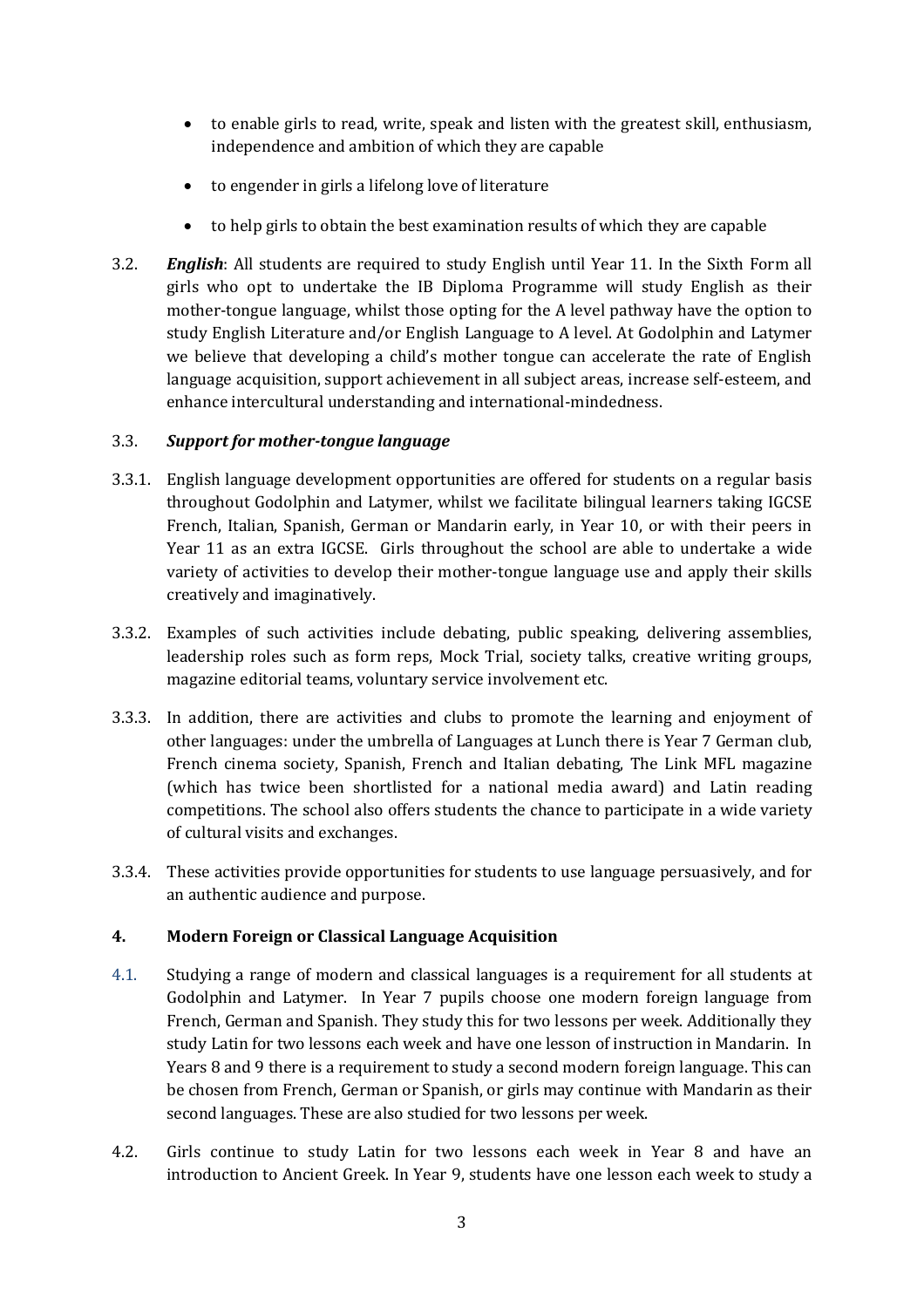- to enable girls to read, write, speak and listen with the greatest skill, enthusiasm, independence and ambition of which they are capable
- to engender in girls a lifelong love of literature
- to help girls to obtain the best examination results of which they are capable

3.2. ***English***: All students are required to study English until Year 11. In the Sixth Form all girls who opt to undertake the IB Diploma Programme will study English as their mother-tongue language, whilst those opting for the A level pathway have the option to study English Literature and/or English Language to A level. At Godolphin and Latymer we believe that developing a child's mother tongue can accelerate the rate of English language acquisition, support achievement in all subject areas, increase self-esteem, and enhance intercultural understanding and international-mindedness.

3.3. ***Support for mother-tongue language***

3.3.1. English language development opportunities are offered for students on a regular basis throughout Godolphin and Latymer, whilst we facilitate bilingual learners taking IGCSE French, Italian, Spanish, German or Mandarin early, in Year 10, or with their peers in Year 11 as an extra IGCSE. Girls throughout the school are able to undertake a wide variety of activities to develop their mother-tongue language use and apply their skills creatively and imaginatively.

3.3.2. Examples of such activities include debating, public speaking, delivering assemblies, leadership roles such as form reps, Mock Trial, society talks, creative writing groups, magazine editorial teams, voluntary service involvement etc.

3.3.3. In addition, there are activities and clubs to promote the learning and enjoyment of other languages: under the umbrella of Languages at Lunch there is Year 7 German club, French cinema society, Spanish, French and Italian debating, The Link MFL magazine (which has twice been shortlisted for a national media award) and Latin reading competitions. The school also offers students the chance to participate in a wide variety of cultural visits and exchanges.

3.3.4. These activities provide opportunities for students to use language persuasively, and for an authentic audience and purpose.

**4. Modern Foreign or Classical Language Acquisition**

4.1. Studying a range of modern and classical languages is a requirement for all students at Godolphin and Latymer. In Year 7 pupils choose one modern foreign language from French, German and Spanish. They study this for two lessons per week. Additionally they study Latin for two lessons each week and have one lesson of instruction in Mandarin. In Years 8 and 9 there is a requirement to study a second modern foreign language. This can be chosen from French, German or Spanish, or girls may continue with Mandarin as their second languages. These are also studied for two lessons per week.

4.2. Girls continue to study Latin for two lessons each week in Year 8 and have an introduction to Ancient Greek. In Year 9, students have one lesson each week to study a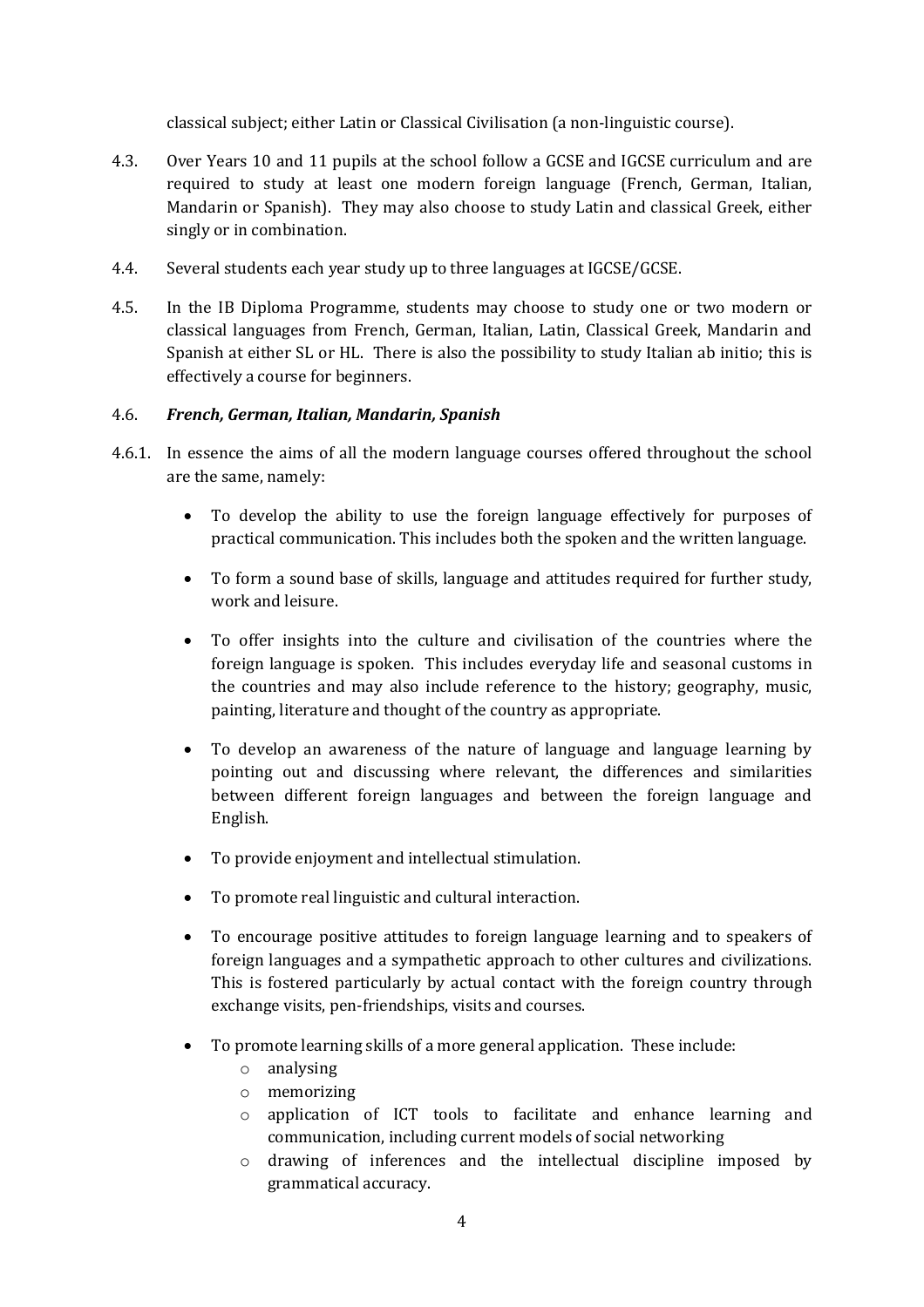classical subject; either Latin or Classical Civilisation (a non-linguistic course).

4.3. Over Years 10 and 11 pupils at the school follow a GCSE and IGCSE curriculum and are required to study at least one modern foreign language (French, German, Italian, Mandarin or Spanish). They may also choose to study Latin and classical Greek, either singly or in combination.

4.4. Several students each year study up to three languages at IGCSE/GCSE.

4.5. In the IB Diploma Programme, students may choose to study one or two modern or classical languages from French, German, Italian, Latin, Classical Greek, Mandarin and Spanish at either SL or HL. There is also the possibility to study Italian ab initio; this is effectively a course for beginners.

4.6. ***French, German, Italian, Mandarin, Spanish***

4.6.1. In essence the aims of all the modern language courses offered throughout the school are the same, namely:

- To develop the ability to use the foreign language effectively for purposes of practical communication. This includes both the spoken and the written language.
- To form a sound base of skills, language and attitudes required for further study, work and leisure.
- To offer insights into the culture and civilisation of the countries where the foreign language is spoken. This includes everyday life and seasonal customs in the countries and may also include reference to the history; geography, music, painting, literature and thought of the country as appropriate.
- To develop an awareness of the nature of language and language learning by pointing out and discussing where relevant, the differences and similarities between different foreign languages and between the foreign language and English.
- To provide enjoyment and intellectual stimulation.
- To promote real linguistic and cultural interaction.
- To encourage positive attitudes to foreign language learning and to speakers of foreign languages and a sympathetic approach to other cultures and civilizations. This is fostered particularly by actual contact with the foreign country through exchange visits, pen-friendships, visits and courses.
- To promote learning skills of a more general application. These include:
  - analysing
  - memorizing
  - application of ICT tools to facilitate and enhance learning and communication, including current models of social networking
  - drawing of inferences and the intellectual discipline imposed by grammatical accuracy.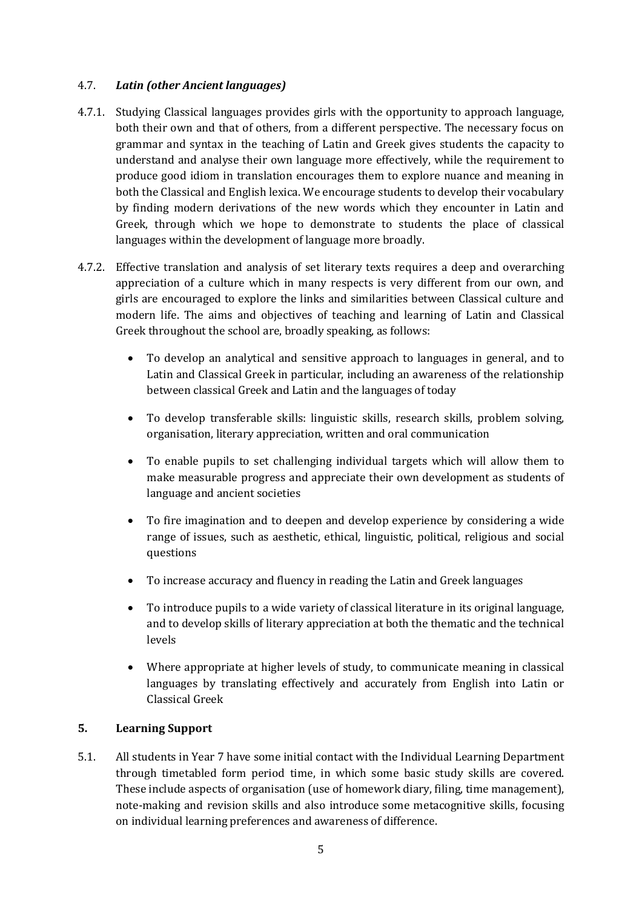### 4.7. *Latin (other Ancient languages)*

4.7.1. Studying Classical languages provides girls with the opportunity to approach language, both their own and that of others, from a different perspective. The necessary focus on grammar and syntax in the teaching of Latin and Greek gives students the capacity to understand and analyse their own language more effectively, while the requirement to produce good idiom in translation encourages them to explore nuance and meaning in both the Classical and English lexica. We encourage students to develop their vocabulary by finding modern derivations of the new words which they encounter in Latin and Greek, through which we hope to demonstrate to students the place of classical languages within the development of language more broadly.

4.7.2. Effective translation and analysis of set literary texts requires a deep and overarching appreciation of a culture which in many respects is very different from our own, and girls are encouraged to explore the links and similarities between Classical culture and modern life. The aims and objectives of teaching and learning of Latin and Classical Greek throughout the school are, broadly speaking, as follows:

- To develop an analytical and sensitive approach to languages in general, and to Latin and Classical Greek in particular, including an awareness of the relationship between classical Greek and Latin and the languages of today
- To develop transferable skills: linguistic skills, research skills, problem solving, organisation, literary appreciation, written and oral communication
- To enable pupils to set challenging individual targets which will allow them to make measurable progress and appreciate their own development as students of language and ancient societies
- To fire imagination and to deepen and develop experience by considering a wide range of issues, such as aesthetic, ethical, linguistic, political, religious and social questions
- To increase accuracy and fluency in reading the Latin and Greek languages
- To introduce pupils to a wide variety of classical literature in its original language, and to develop skills of literary appreciation at both the thematic and the technical levels
- Where appropriate at higher levels of study, to communicate meaning in classical languages by translating effectively and accurately from English into Latin or Classical Greek

## 5. Learning Support

5.1. All students in Year 7 have some initial contact with the Individual Learning Department through timetabled form period time, in which some basic study skills are covered. These include aspects of organisation (use of homework diary, filing, time management), note-making and revision skills and also introduce some metacognitive skills, focusing on individual learning preferences and awareness of difference.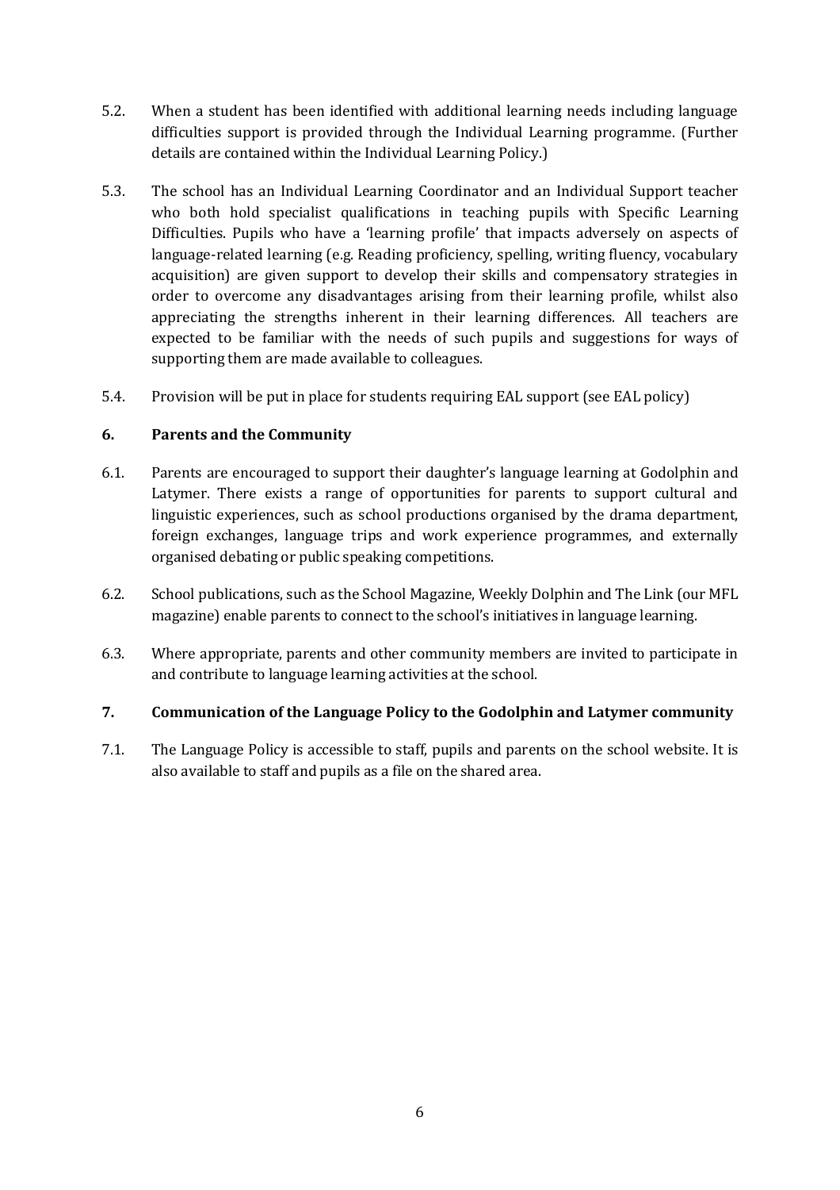5.2. When a student has been identified with additional learning needs including language difficulties support is provided through the Individual Learning programme. (Further details are contained within the Individual Learning Policy.)

5.3. The school has an Individual Learning Coordinator and an Individual Support teacher who both hold specialist qualifications in teaching pupils with Specific Learning Difficulties. Pupils who have a 'learning profile' that impacts adversely on aspects of language-related learning (e.g. Reading proficiency, spelling, writing fluency, vocabulary acquisition) are given support to develop their skills and compensatory strategies in order to overcome any disadvantages arising from their learning profile, whilst also appreciating the strengths inherent in their learning differences. All teachers are expected to be familiar with the needs of such pupils and suggestions for ways of supporting them are made available to colleagues.

5.4. Provision will be put in place for students requiring EAL support (see EAL policy)

## 6. Parents and the Community

6.1. Parents are encouraged to support their daughter's language learning at Godolphin and Latymer. There exists a range of opportunities for parents to support cultural and linguistic experiences, such as school productions organised by the drama department, foreign exchanges, language trips and work experience programmes, and externally organised debating or public speaking competitions.

6.2. School publications, such as the School Magazine, Weekly Dolphin and The Link (our MFL magazine) enable parents to connect to the school's initiatives in language learning.

6.3. Where appropriate, parents and other community members are invited to participate in and contribute to language learning activities at the school.

## 7. Communication of the Language Policy to the Godolphin and Latymer community

7.1. The Language Policy is accessible to staff, pupils and parents on the school website. It is also available to staff and pupils as a file on the shared area.